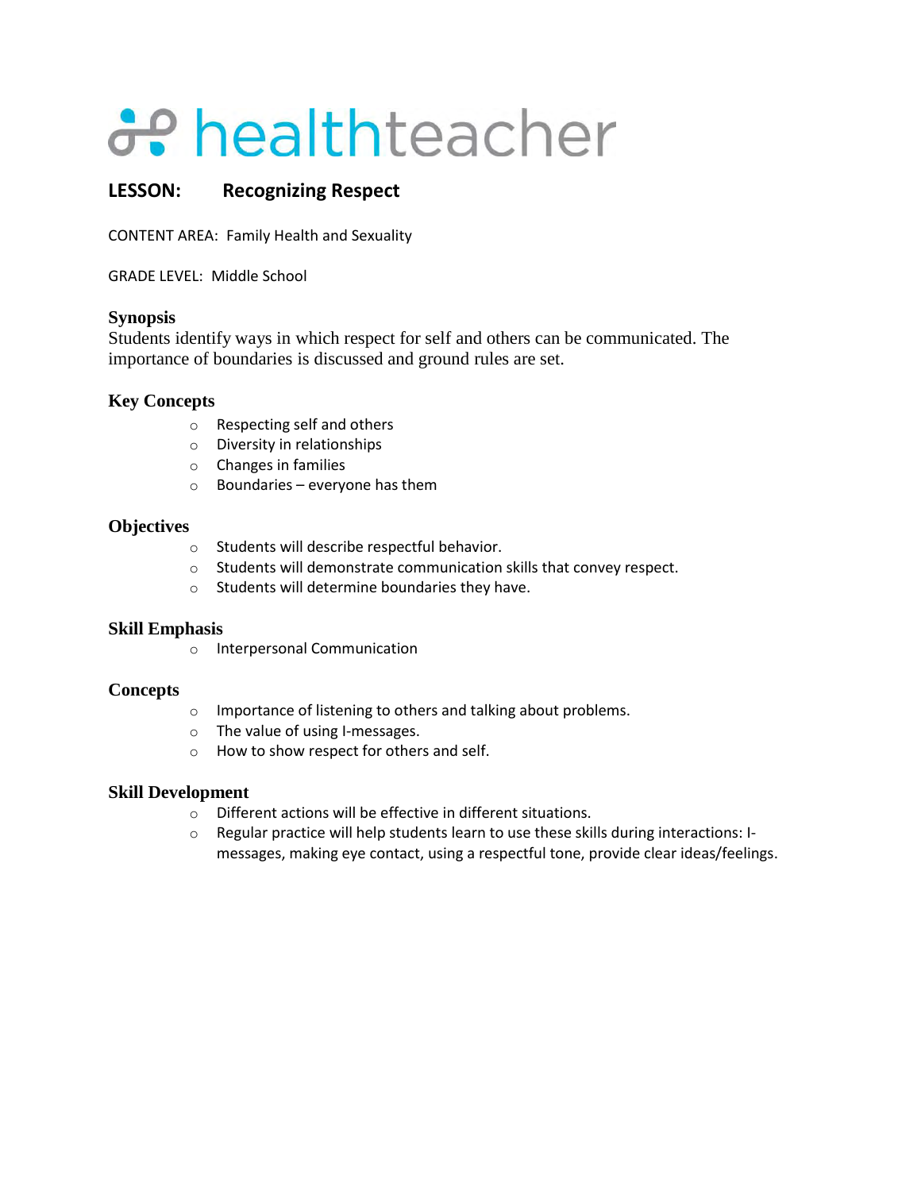# healthteacher

## LESSON: Recognizing Respect

CONTENT AREA: Family Health and Sexuality

GRADE LEVEL: Middle School

### Synopsis

Students identify ways in which respect for self and others can be communicated. The importance of boundaries is discussed and ground rules are set.

### Key Concepts

- Respecting self and others
- Diversity in relationships
- Changes in families
- Boundaries – everyone has them

### Objectives

- Students will describe respectful behavior.
- Students will demonstrate communication skills that convey respect.
- Students will determine boundaries they have.

### Skill Emphasis

- Interpersonal Communication

### Concepts

- Importance of listening to others and talking about problems.
- The value of using I-messages.
- How to show respect for others and self.

### Skill Development

- Different actions will be effective in different situations.
- Regular practice will help students learn to use these skills during interactions: I-messages, making eye contact, using a respectful tone, provide clear ideas/feelings.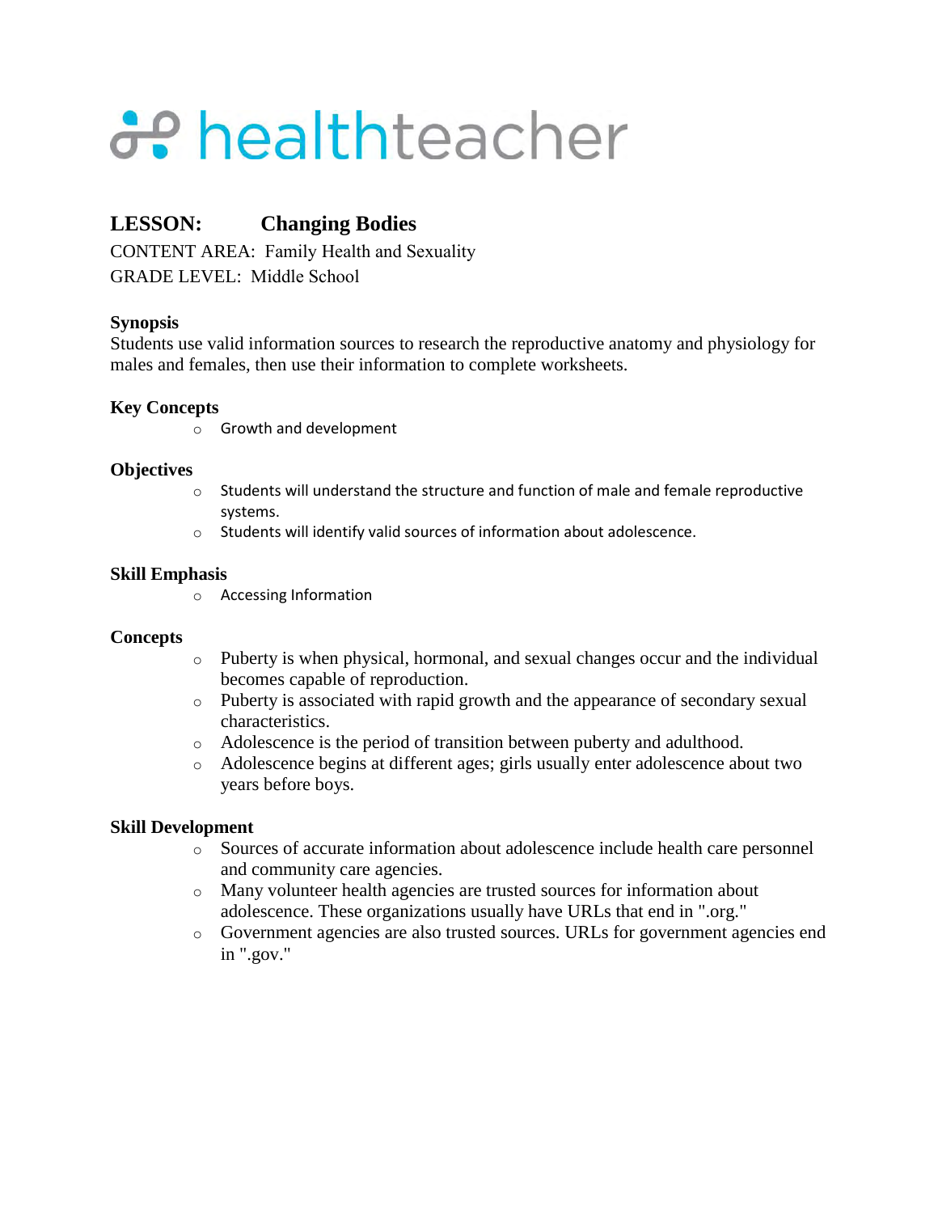# healthteacher

## LESSON: Changing Bodies

CONTENT AREA: Family Health and Sexuality
GRADE LEVEL: Middle School

### Synopsis

Students use valid information sources to research the reproductive anatomy and physiology for males and females, then use their information to complete worksheets.

### Key Concepts

- Growth and development

### Objectives

- Students will understand the structure and function of male and female reproductive systems.
- Students will identify valid sources of information about adolescence.

### Skill Emphasis

- Accessing Information

### Concepts

- Puberty is when physical, hormonal, and sexual changes occur and the individual becomes capable of reproduction.
- Puberty is associated with rapid growth and the appearance of secondary sexual characteristics.
- Adolescence is the period of transition between puberty and adulthood.
- Adolescence begins at different ages; girls usually enter adolescence about two years before boys.

### Skill Development

- Sources of accurate information about adolescence include health care personnel and community care agencies.
- Many volunteer health agencies are trusted sources for information about adolescence. These organizations usually have URLs that end in ".org."
- Government agencies are also trusted sources. URLs for government agencies end in ".gov."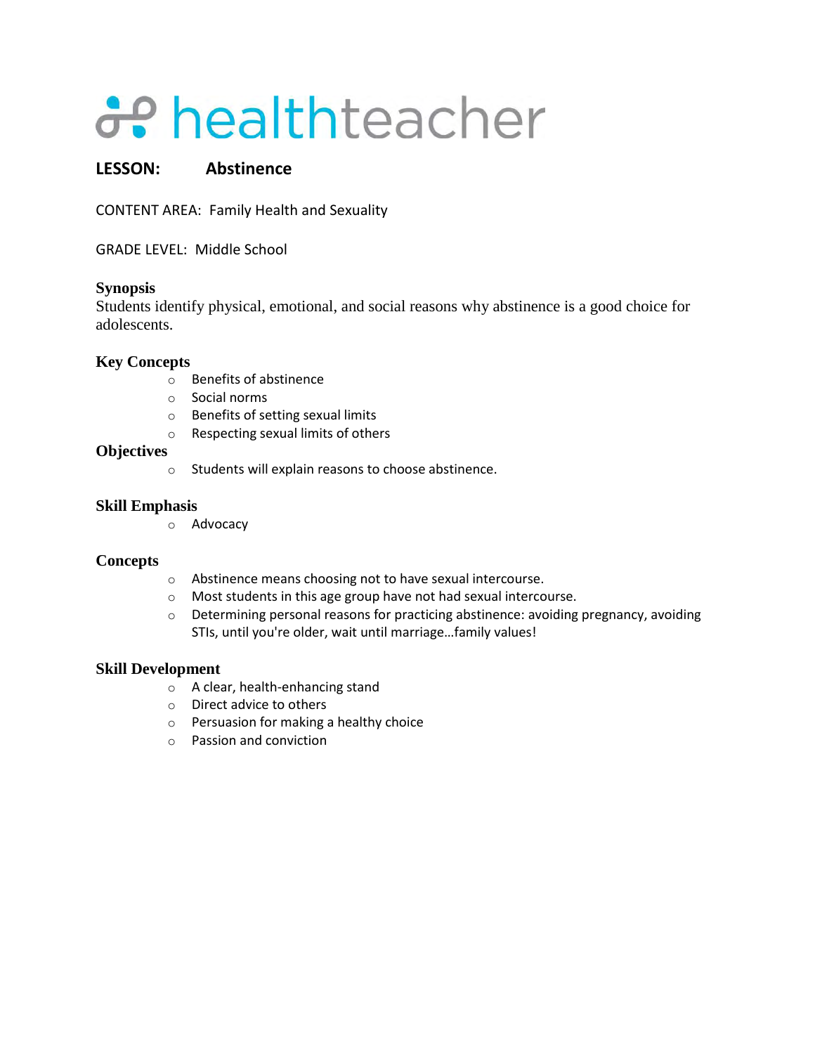# healthteacher

## LESSON: Abstinence

CONTENT AREA: Family Health and Sexuality

GRADE LEVEL: Middle School

### Synopsis

Students identify physical, emotional, and social reasons why abstinence is a good choice for adolescents.

### Key Concepts

- Benefits of abstinence
- Social norms
- Benefits of setting sexual limits
- Respecting sexual limits of others

### Objectives

- Students will explain reasons to choose abstinence.

### Skill Emphasis

- Advocacy

### Concepts

- Abstinence means choosing not to have sexual intercourse.
- Most students in this age group have not had sexual intercourse.
- Determining personal reasons for practicing abstinence: avoiding pregnancy, avoiding STIs, until you're older, wait until marriage…family values!

### Skill Development

- A clear, health-enhancing stand
- Direct advice to others
- Persuasion for making a healthy choice
- Passion and conviction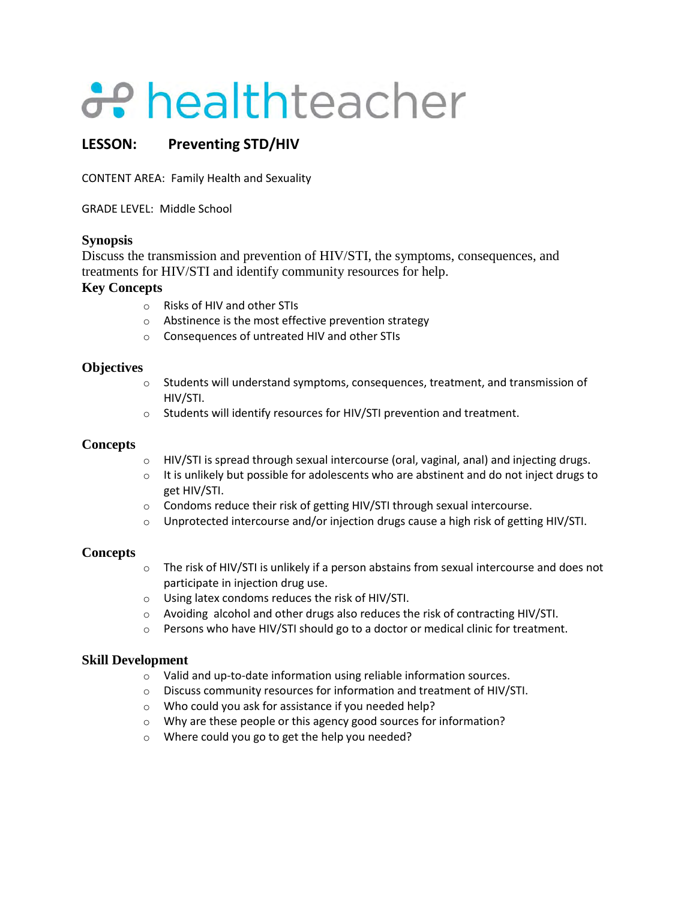# healthteacher

## LESSON: Preventing STD/HIV

CONTENT AREA: Family Health and Sexuality

GRADE LEVEL: Middle School

### Synopsis

Discuss the transmission and prevention of HIV/STI, the symptoms, consequences, and treatments for HIV/STI and identify community resources for help.

### Key Concepts

- Risks of HIV and other STIs
- Abstinence is the most effective prevention strategy
- Consequences of untreated HIV and other STIs

### Objectives

- Students will understand symptoms, consequences, treatment, and transmission of HIV/STI.
- Students will identify resources for HIV/STI prevention and treatment.

### Concepts

- HIV/STI is spread through sexual intercourse (oral, vaginal, anal) and injecting drugs.
- It is unlikely but possible for adolescents who are abstinent and do not inject drugs to get HIV/STI.
- Condoms reduce their risk of getting HIV/STI through sexual intercourse.
- Unprotected intercourse and/or injection drugs cause a high risk of getting HIV/STI.

### Concepts

- The risk of HIV/STI is unlikely if a person abstains from sexual intercourse and does not participate in injection drug use.
- Using latex condoms reduces the risk of HIV/STI.
- Avoiding alcohol and other drugs also reduces the risk of contracting HIV/STI.
- Persons who have HIV/STI should go to a doctor or medical clinic for treatment.

### Skill Development

- Valid and up-to-date information using reliable information sources.
- Discuss community resources for information and treatment of HIV/STI.
- Who could you ask for assistance if you needed help?
- Why are these people or this agency good sources for information?
- Where could you go to get the help you needed?